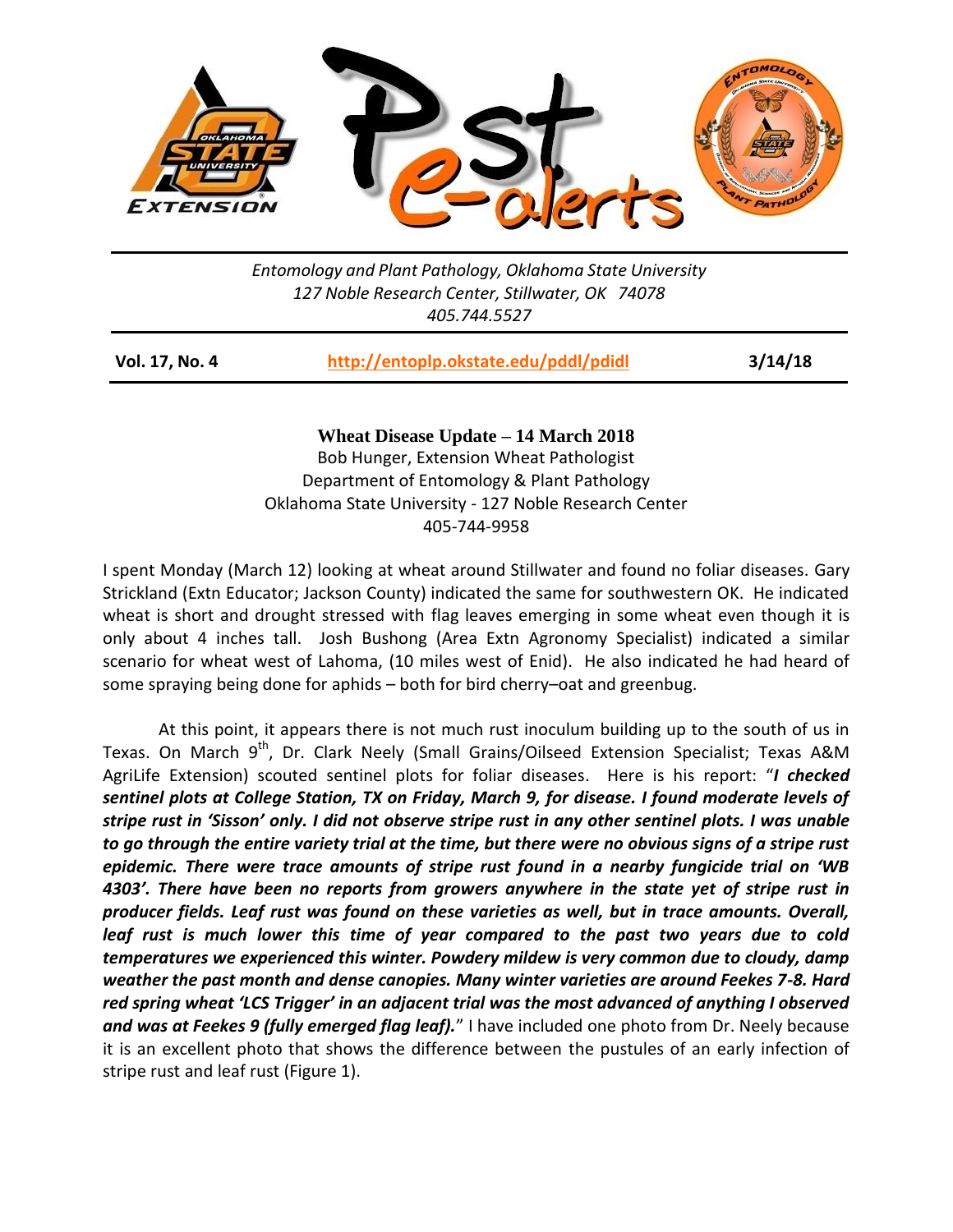*Entomology and Plant Pathology, Oklahoma State University*
*127 Noble Research Center, Stillwater, OK 74078*
*405.744.5527*

**Vol. 17, No. 4** **http://entoplp.okstate.edu/pddl/pdidl** **3/14/18**

## Wheat Disease Update – 14 March 2018

Bob Hunger, Extension Wheat Pathologist
Department of Entomology & Plant Pathology
Oklahoma State University - 127 Noble Research Center
405-744-9958

I spent Monday (March 12) looking at wheat around Stillwater and found no foliar diseases. Gary Strickland (Extn Educator; Jackson County) indicated the same for southwestern OK. He indicated wheat is short and drought stressed with flag leaves emerging in some wheat even though it is only about 4 inches tall. Josh Bushong (Area Extn Agronomy Specialist) indicated a similar scenario for wheat west of Lahoma, (10 miles west of Enid). He also indicated he had heard of some spraying being done for aphids – both for bird cherry–oat and greenbug.

At this point, it appears there is not much rust inoculum building up to the south of us in Texas. On March 9th, Dr. Clark Neely (Small Grains/Oilseed Extension Specialist; Texas A&M AgriLife Extension) scouted sentinel plots for foliar diseases. Here is his report: "***I checked sentinel plots at College Station, TX on Friday, March 9, for disease. I found moderate levels of stripe rust in 'Sisson' only. I did not observe stripe rust in any other sentinel plots. I was unable to go through the entire variety trial at the time, but there were no obvious signs of a stripe rust epidemic. There were trace amounts of stripe rust found in a nearby fungicide trial on 'WB 4303'. There have been no reports from growers anywhere in the state yet of stripe rust in producer fields. Leaf rust was found on these varieties as well, but in trace amounts. Overall, leaf rust is much lower this time of year compared to the past two years due to cold temperatures we experienced this winter. Powdery mildew is very common due to cloudy, damp weather the past month and dense canopies. Many winter varieties are around Feekes 7-8. Hard red spring wheat 'LCS Trigger' in an adjacent trial was the most advanced of anything I observed and was at Feekes 9 (fully emerged flag leaf).***" I have included one photo from Dr. Neely because it is an excellent photo that shows the difference between the pustules of an early infection of stripe rust and leaf rust (Figure 1).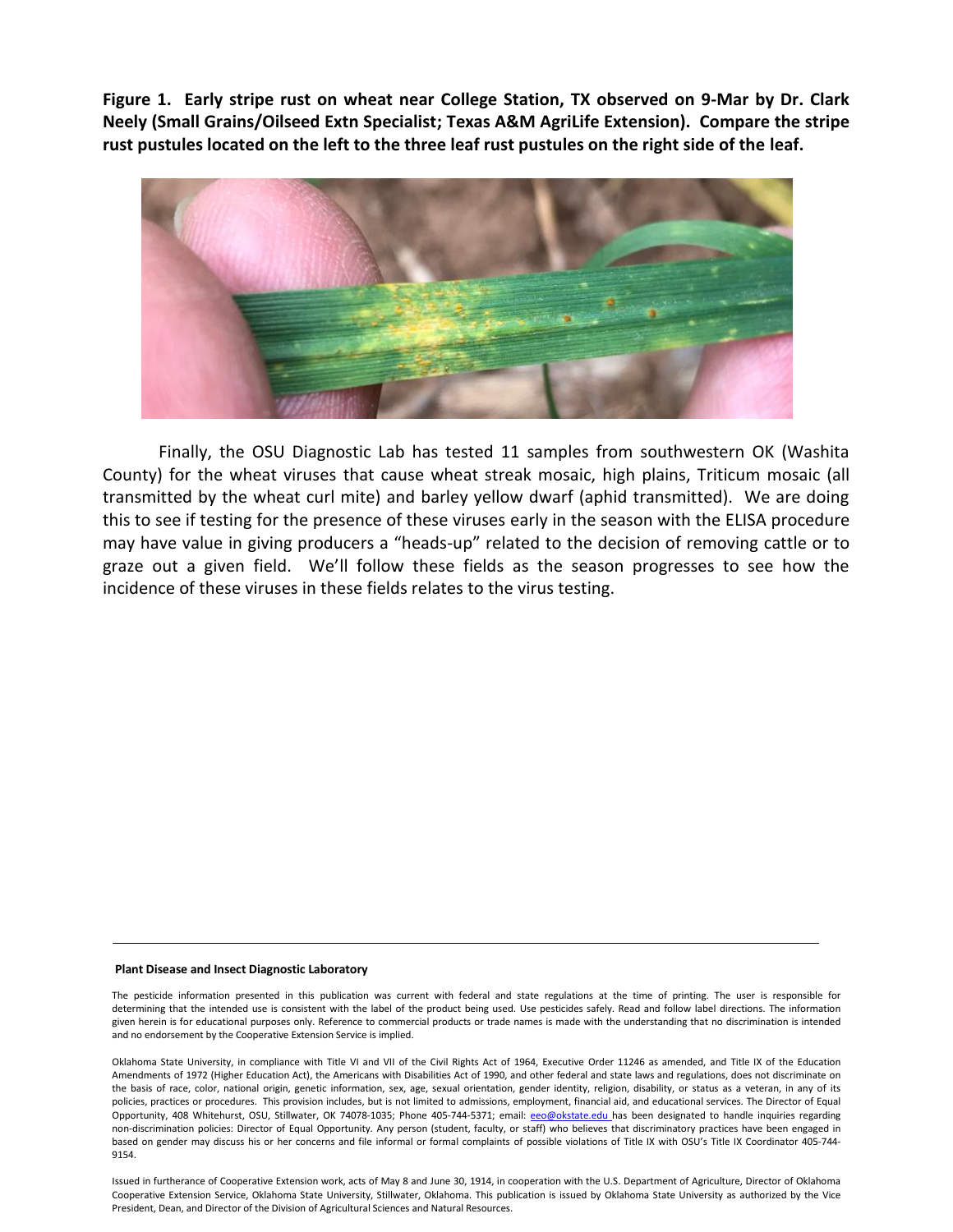**Figure 1. Early stripe rust on wheat near College Station, TX observed on 9-Mar by Dr. Clark Neely (Small Grains/Oilseed Extn Specialist; Texas A&M AgriLife Extension). Compare the stripe rust pustules located on the left to the three leaf rust pustules on the right side of the leaf.**

Finally, the OSU Diagnostic Lab has tested 11 samples from southwestern OK (Washita County) for the wheat viruses that cause wheat streak mosaic, high plains, Triticum mosaic (all transmitted by the wheat curl mite) and barley yellow dwarf (aphid transmitted). We are doing this to see if testing for the presence of these viruses early in the season with the ELISA procedure may have value in giving producers a "heads-up" related to the decision of removing cattle or to graze out a given field. We'll follow these fields as the season progresses to see how the incidence of these viruses in these fields relates to the virus testing.

---

**Plant Disease and Insect Diagnostic Laboratory**

The pesticide information presented in this publication was current with federal and state regulations at the time of printing. The user is responsible for determining that the intended use is consistent with the label of the product being used. Use pesticides safely. Read and follow label directions. The information given herein is for educational purposes only. Reference to commercial products or trade names is made with the understanding that no discrimination is intended and no endorsement by the Cooperative Extension Service is implied.

Oklahoma State University, in compliance with Title VI and VII of the Civil Rights Act of 1964, Executive Order 11246 as amended, and Title IX of the Education Amendments of 1972 (Higher Education Act), the Americans with Disabilities Act of 1990, and other federal and state laws and regulations, does not discriminate on the basis of race, color, national origin, genetic information, sex, age, sexual orientation, gender identity, religion, disability, or status as a veteran, in any of its policies, practices or procedures. This provision includes, but is not limited to admissions, employment, financial aid, and educational services. The Director of Equal Opportunity, 408 Whitehurst, OSU, Stillwater, OK 74078-1035; Phone 405-744-5371; email: eeo@okstate.edu has been designated to handle inquiries regarding non-discrimination policies: Director of Equal Opportunity. Any person (student, faculty, or staff) who believes that discriminatory practices have been engaged in based on gender may discuss his or her concerns and file informal or formal complaints of possible violations of Title IX with OSU's Title IX Coordinator 405-744-9154.

Issued in furtherance of Cooperative Extension work, acts of May 8 and June 30, 1914, in cooperation with the U.S. Department of Agriculture, Director of Oklahoma Cooperative Extension Service, Oklahoma State University, Stillwater, Oklahoma. This publication is issued by Oklahoma State University as authorized by the Vice President, Dean, and Director of the Division of Agricultural Sciences and Natural Resources.